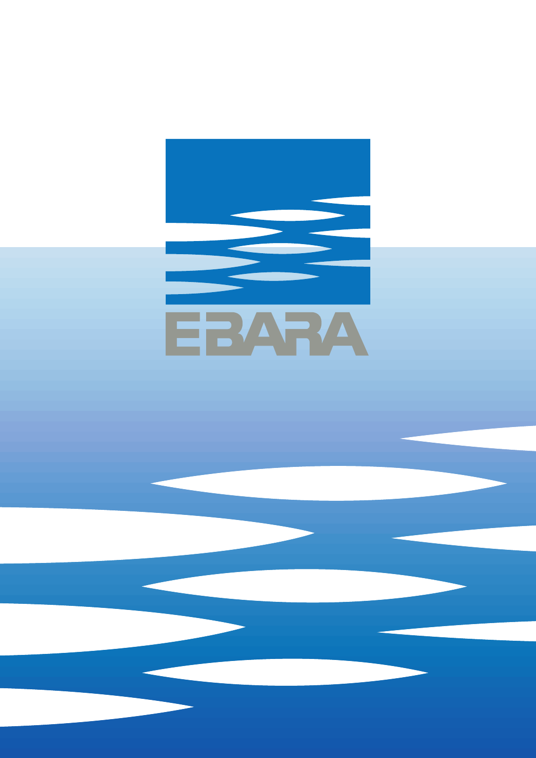EBARA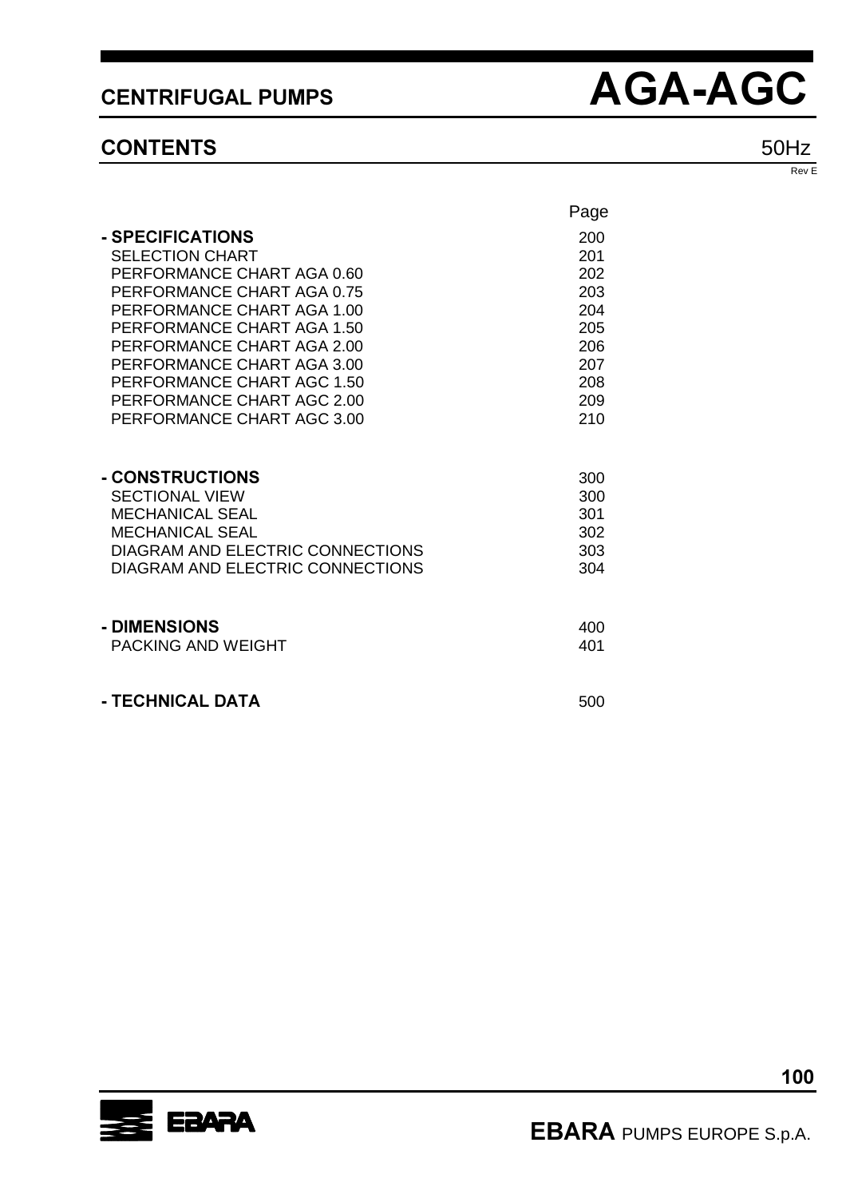# CENTRIFUGAL PUMPS AGA-AGC

## CONTENTS

50Hz

Rev E

| | Page |
|---|---|
| **- SPECIFICATIONS** | 200 |
| SELECTION CHART | 201 |
| PERFORMANCE CHART AGA 0.60 | 202 |
| PERFORMANCE CHART AGA 0.75 | 203 |
| PERFORMANCE CHART AGA 1.00 | 204 |
| PERFORMANCE CHART AGA 1.50 | 205 |
| PERFORMANCE CHART AGA 2.00 | 206 |
| PERFORMANCE CHART AGA 3.00 | 207 |
| PERFORMANCE CHART AGC 1.50 | 208 |
| PERFORMANCE CHART AGC 2.00 | 209 |
| PERFORMANCE CHART AGC 3.00 | 210 |
| **- CONSTRUCTIONS** | 300 |
| SECTIONAL VIEW | 300 |
| MECHANICAL SEAL | 301 |
| MECHANICAL SEAL | 302 |
| DIAGRAM AND ELECTRIC CONNECTIONS | 303 |
| DIAGRAM AND ELECTRIC CONNECTIONS | 304 |
| **- DIMENSIONS** | 400 |
| PACKING AND WEIGHT | 401 |
| **- TECHNICAL DATA** | 500 |

**EBARA** PUMPS EUROPE S.p.A.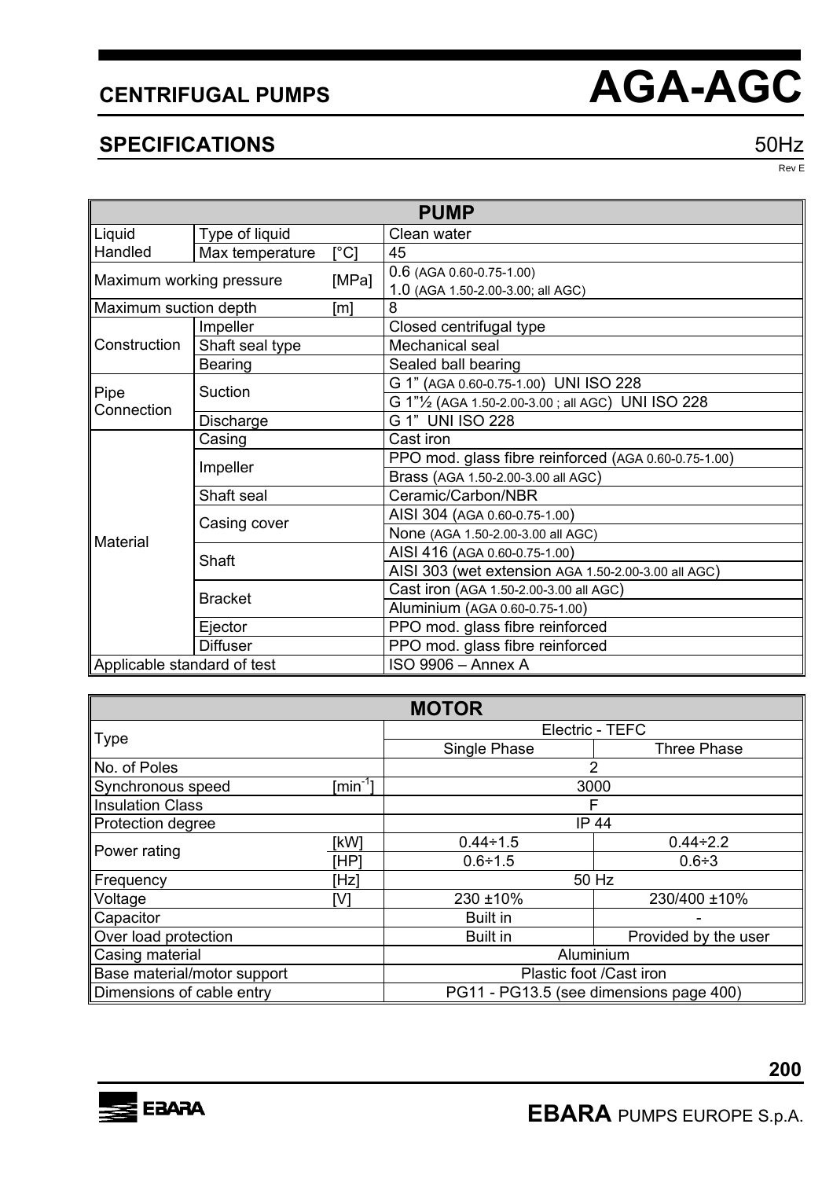# CENTRIFUGAL PUMPS AGA-AGC

## SPECIFICATIONS

50Hz

Rev E

| PUMP | | | |
|---|---|---|---|
| Liquid Handled | Type of liquid | | Clean water |
| | Max temperature | [°C] | 45 |
| Maximum working pressure | | [MPa] | 0.6 (AGA 0.60-0.75-1.00)<br>1.0 (AGA 1.50-2.00-3.00; all AGC) |
| Maximum suction depth | | [m] | 8 |
| Construction | Impeller | | Closed centrifugal type |
| | Shaft seal type | | Mechanical seal |
| | Bearing | | Sealed ball bearing |
| Pipe Connection | Suction | | G 1" (AGA 0.60-0.75-1.00) UNI ISO 228 |
| | | | G 1"½ (AGA 1.50-2.00-3.00 ; all AGC) UNI ISO 228 |
| | Discharge | | G 1" UNI ISO 228 |
| Material | Casing | | Cast iron |
| | Impeller | | PPO mod. glass fibre reinforced (AGA 0.60-0.75-1.00) |
| | | | Brass (AGA 1.50-2.00-3.00 all AGC) |
| | Shaft seal | | Ceramic/Carbon/NBR |
| | Casing cover | | AISI 304 (AGA 0.60-0.75-1.00) |
| | | | None (AGA 1.50-2.00-3.00 all AGC) |
| | Shaft | | AISI 416 (AGA 0.60-0.75-1.00) |
| | | | AISI 303 (wet extension AGA 1.50-2.00-3.00 all AGC) |
| | Bracket | | Cast iron (AGA 1.50-2.00-3.00 all AGC) |
| | | | Aluminium (AGA 0.60-0.75-1.00) |
| | Ejector | | PPO mod. glass fibre reinforced |
| | Diffuser | | PPO mod. glass fibre reinforced |
| Applicable standard of test | | | ISO 9906 – Annex A |

| MOTOR | | | |
|---|---|---|---|
| Type | | Electric - TEFC | |
| | | Single Phase | Three Phase |
| No. of Poles | | 2 | |
| Synchronous speed | [min$^{-1}$] | 3000 | |
| Insulation Class | | F | |
| Protection degree | | IP 44 | |
| Power rating | [kW] | 0.44÷1.5 | 0.44÷2.2 |
| | [HP] | 0.6÷1.5 | 0.6÷3 |
| Frequency | [Hz] | 50 Hz | |
| Voltage | [V] | 230 ±10% | 230/400 ±10% |
| Capacitor | | Built in | - |
| Over load protection | | Built in | Provided by the user |
| Casing material | | Aluminium | |
| Base material/motor support | | Plastic foot /Cast iron | |
| Dimensions of cable entry | | PG11 - PG13.5 (see dimensions page 400) | |

**EBARA** PUMPS EUROPE S.p.A.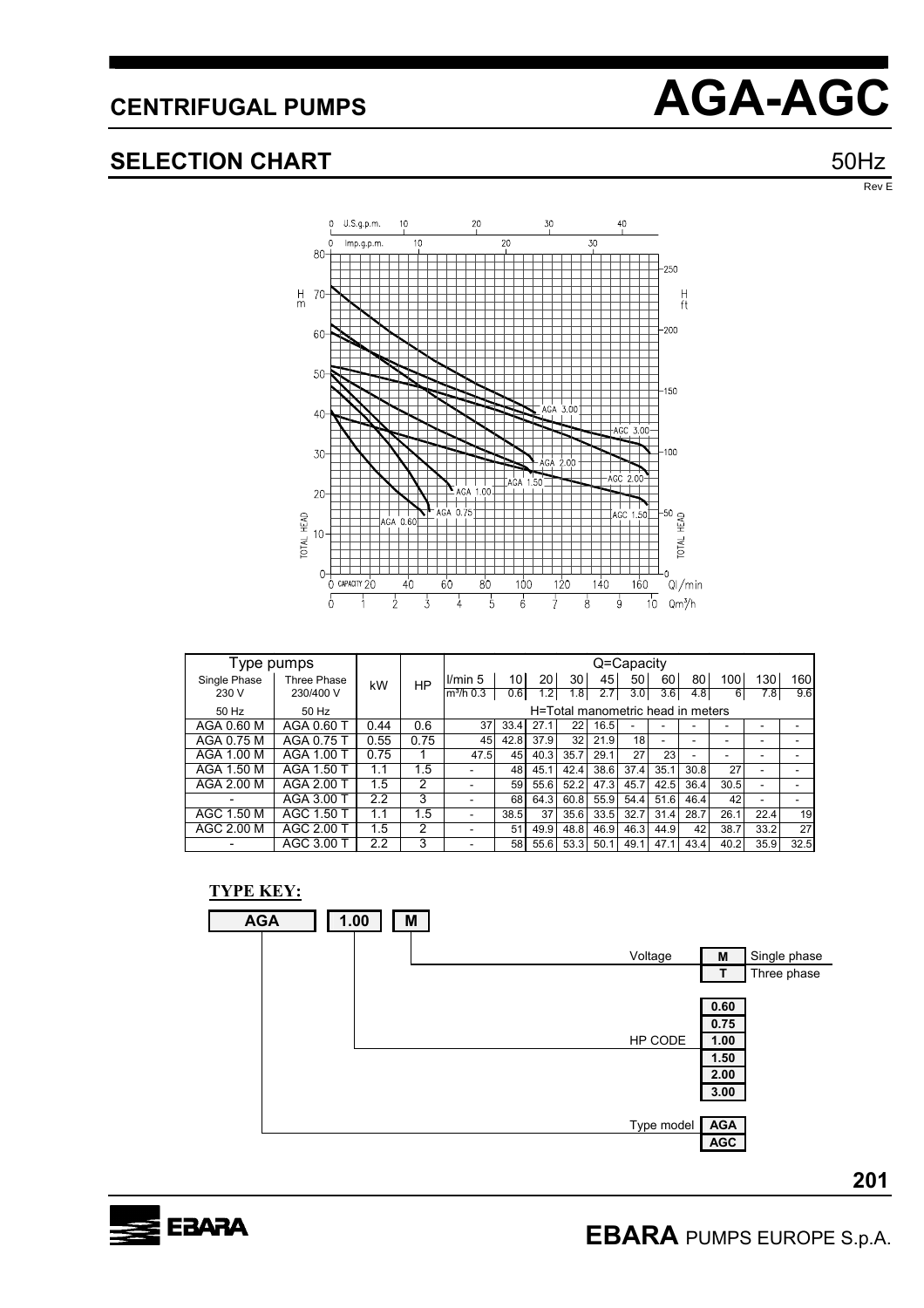# CENTRIFUGAL PUMPS

# AGA-AGC

## SELECTION CHART

50Hz

Rev E

| Type pumps | | kW | HP | Q=Capacity | | | | | | | | | | | |
|---|---|---|---|---|---|---|---|---|---|---|---|---|---|---|---|
| Single Phase 230 V | Three Phase 230/400 V | | | l/min 5 | 10 | 20 | 30 | 45 | 50 | 60 | 80 | 100 | 130 | 160 |
| | | | | m³/h 0.3 | 0.6 | 1.2 | 1.8 | 2.7 | 3.0 | 3.6 | 4.8 | 6 | 7.8 | 9.6 |
| 50 Hz | 50 Hz | | | H=Total manometric head in meters | | | | | | | | | | |
| AGA 0.60 M | AGA 0.60 T | 0.44 | 0.6 | 37 | 33.4 | 27.1 | 22 | 16.5 | - | - | - | - | - | - |
| AGA 0.75 M | AGA 0.75 T | 0.55 | 0.75 | 45 | 42.8 | 37.9 | 32 | 21.9 | 18 | - | - | - | - | - |
| AGA 1.00 M | AGA 1.00 T | 0.75 | 1 | 47.5 | 45 | 40.3 | 35.7 | 29.1 | 27 | 23 | - | - | - | - |
| AGA 1.50 M | AGA 1.50 T | 1.1 | 1.5 | - | 48 | 45.1 | 42.4 | 38.6 | 37.4 | 35.1 | 30.8 | 27 | - | - |
| AGA 2.00 M | AGA 2.00 T | 1.5 | 2 | - | 59 | 55.6 | 52.2 | 47.3 | 45.7 | 42.5 | 36.4 | 30.5 | - | - |
| - | AGA 3.00 T | 2.2 | 3 | - | 68 | 64.3 | 60.8 | 55.9 | 54.4 | 51.6 | 46.4 | 42 | - | - |
| AGC 1.50 M | AGC 1.50 T | 1.1 | 1.5 | - | 38.5 | 37 | 35.6 | 33.5 | 32.7 | 31.4 | 28.7 | 26.1 | 22.4 | 19 |
| AGC 2.00 M | AGC 2.00 T | 1.5 | 2 | - | 51 | 49.9 | 48.8 | 46.9 | 46.3 | 44.9 | 42 | 38.7 | 33.2 | 27 |
| - | AGC 3.00 T | 2.2 | 3 | - | 58 | 55.6 | 53.3 | 50.1 | 49.1 | 47.1 | 43.4 | 40.2 | 35.9 | 32.5 |

**TYPE KEY:**

**AGA** **1.00** **M**

- Voltage: **M** Single phase; **T** Three phase
- HP CODE: **0.60**, **0.75**, **1.00**, **1.50**, **2.00**, **3.00**
- Type model: **AGA**, **AGC**

**EBARA** PUMPS EUROPE S.p.A.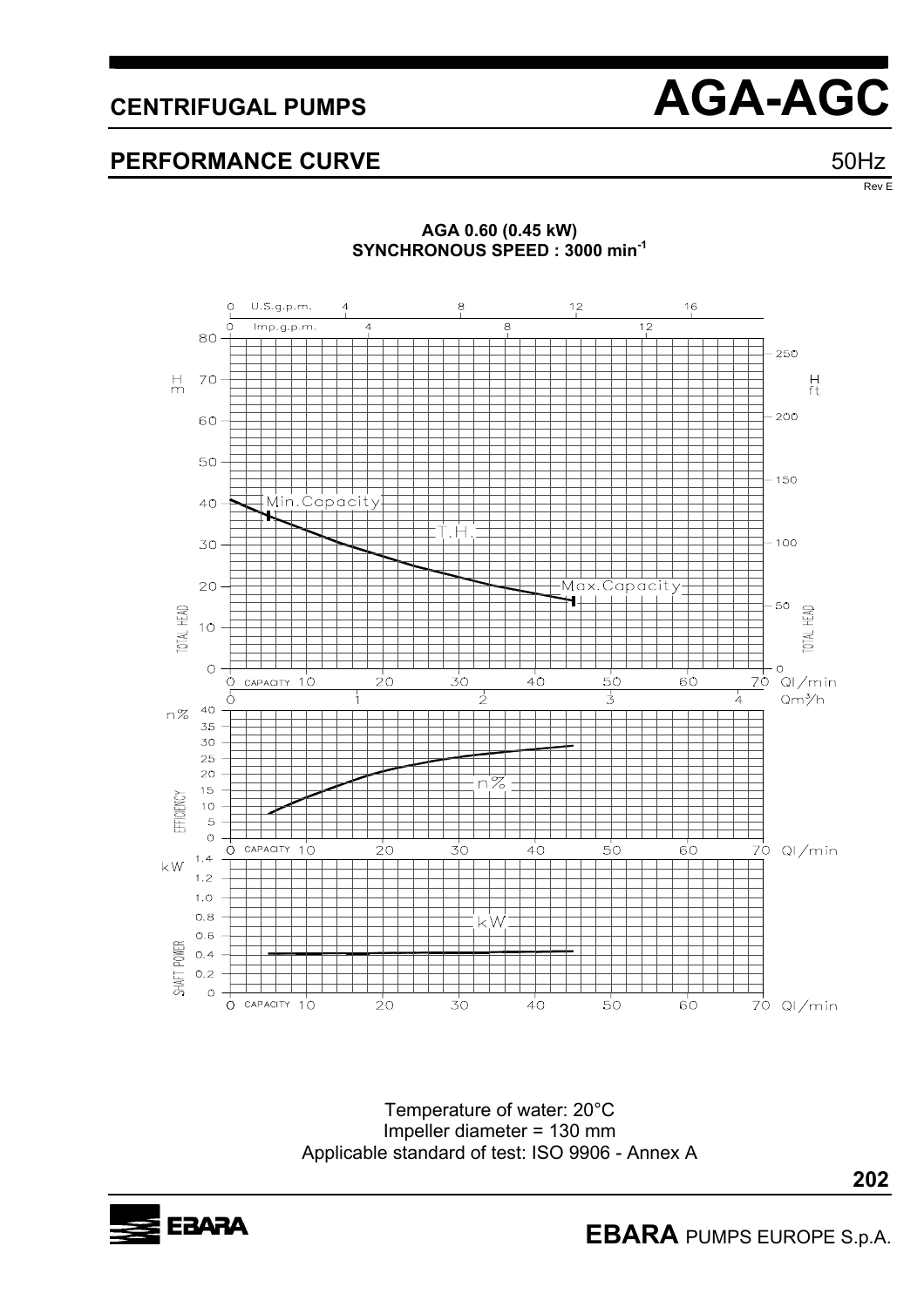# CENTRIFUGAL PUMPS AGA-AGC

## PERFORMANCE CURVE 50Hz

Rev E

**AGA 0.60 (0.45 kW)**
**SYNCHRONOUS SPEED : 3000 min$^{-1}$**

Temperature of water: 20°C
Impeller diameter = 130 mm
Applicable standard of test: ISO 9906 - Annex A

**EBARA** PUMPS EUROPE S.p.A.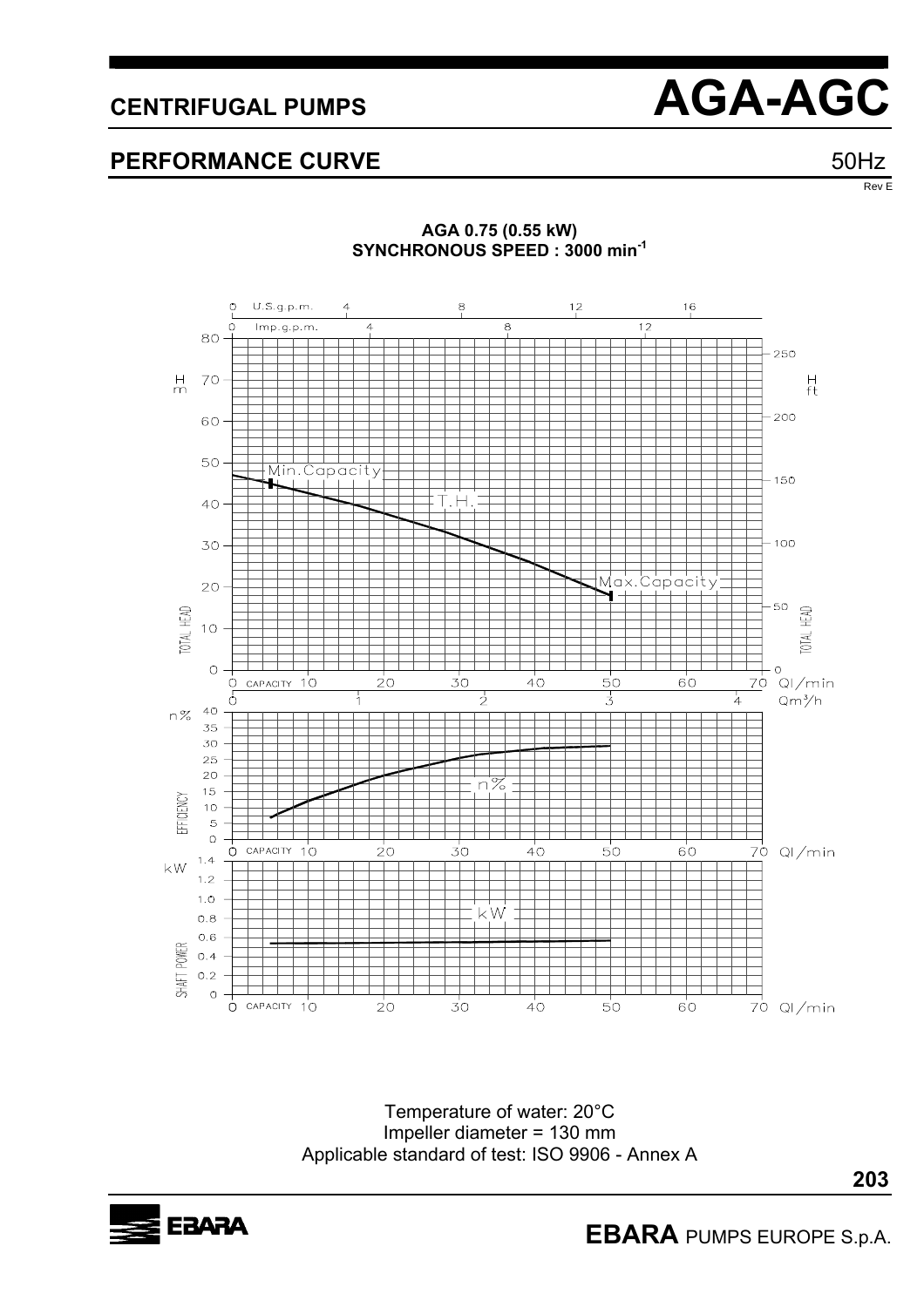# CENTRIFUGAL PUMPS

# AGA-AGC

## PERFORMANCE CURVE

50Hz

Rev E

**AGA 0.75 (0.55 kW)**
**SYNCHRONOUS SPEED : 3000 min$^{-1}$**

Temperature of water: 20°C
Impeller diameter = 130 mm
Applicable standard of test: ISO 9906 - Annex A

**EBARA** PUMPS EUROPE S.p.A.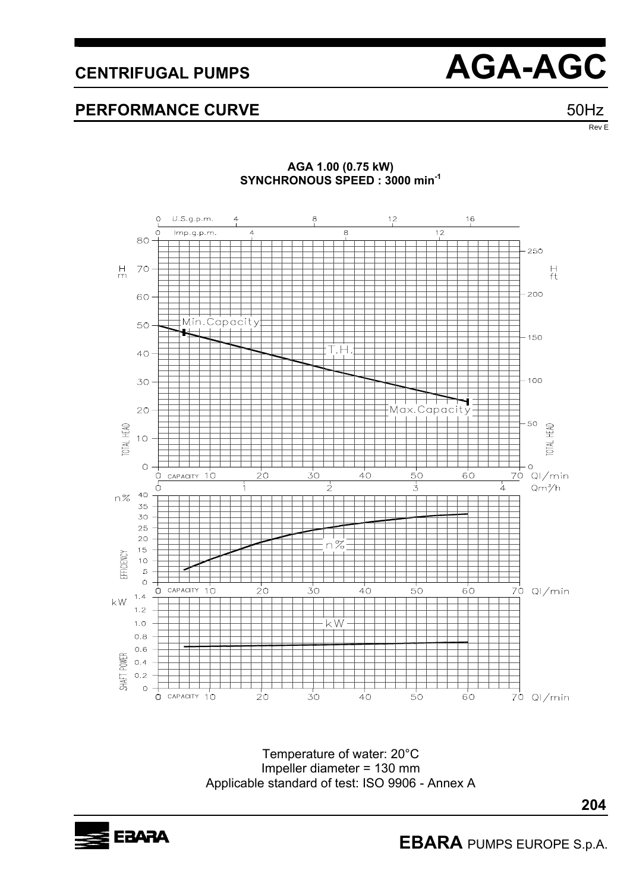# CENTRIFUGAL PUMPS AGA-AGC

## PERFORMANCE CURVE

50Hz

Rev E

**AGA 1.00 (0.75 kW)**
**SYNCHRONOUS SPEED : 3000 min$^{-1}$**

Temperature of water: 20°C
Impeller diameter = 130 mm
Applicable standard of test: ISO 9906 - Annex A

**EBARA** PUMPS EUROPE S.p.A.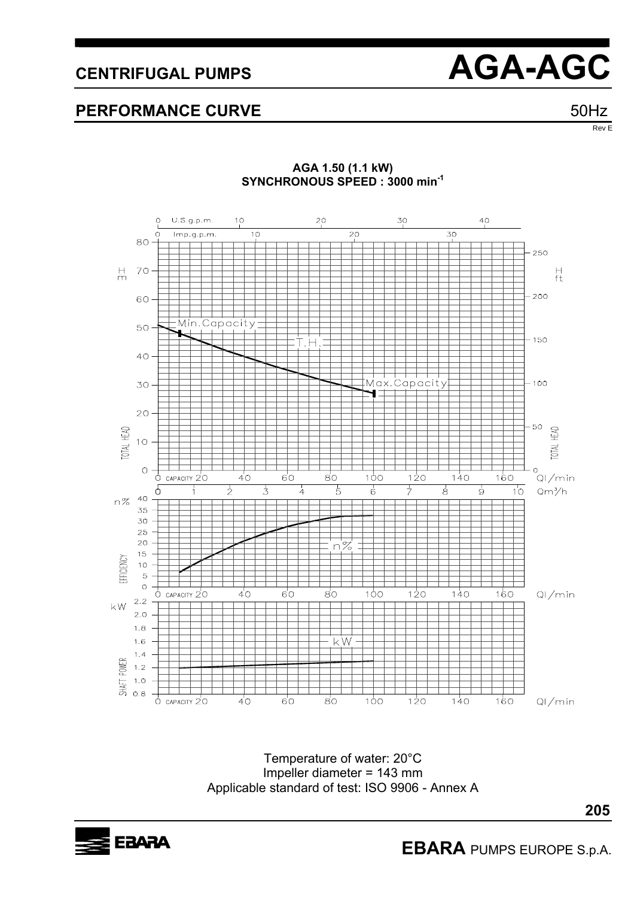# CENTRIFUGAL PUMPS AGA-AGC

## PERFORMANCE CURVE

50Hz

Rev E

**AGA 1.50 (1.1 kW)**
**SYNCHRONOUS SPEED : 3000 min$^{-1}$**

Temperature of water: 20°C
Impeller diameter = 143 mm
Applicable standard of test: ISO 9906 - Annex A

**EBARA** PUMPS EUROPE S.p.A.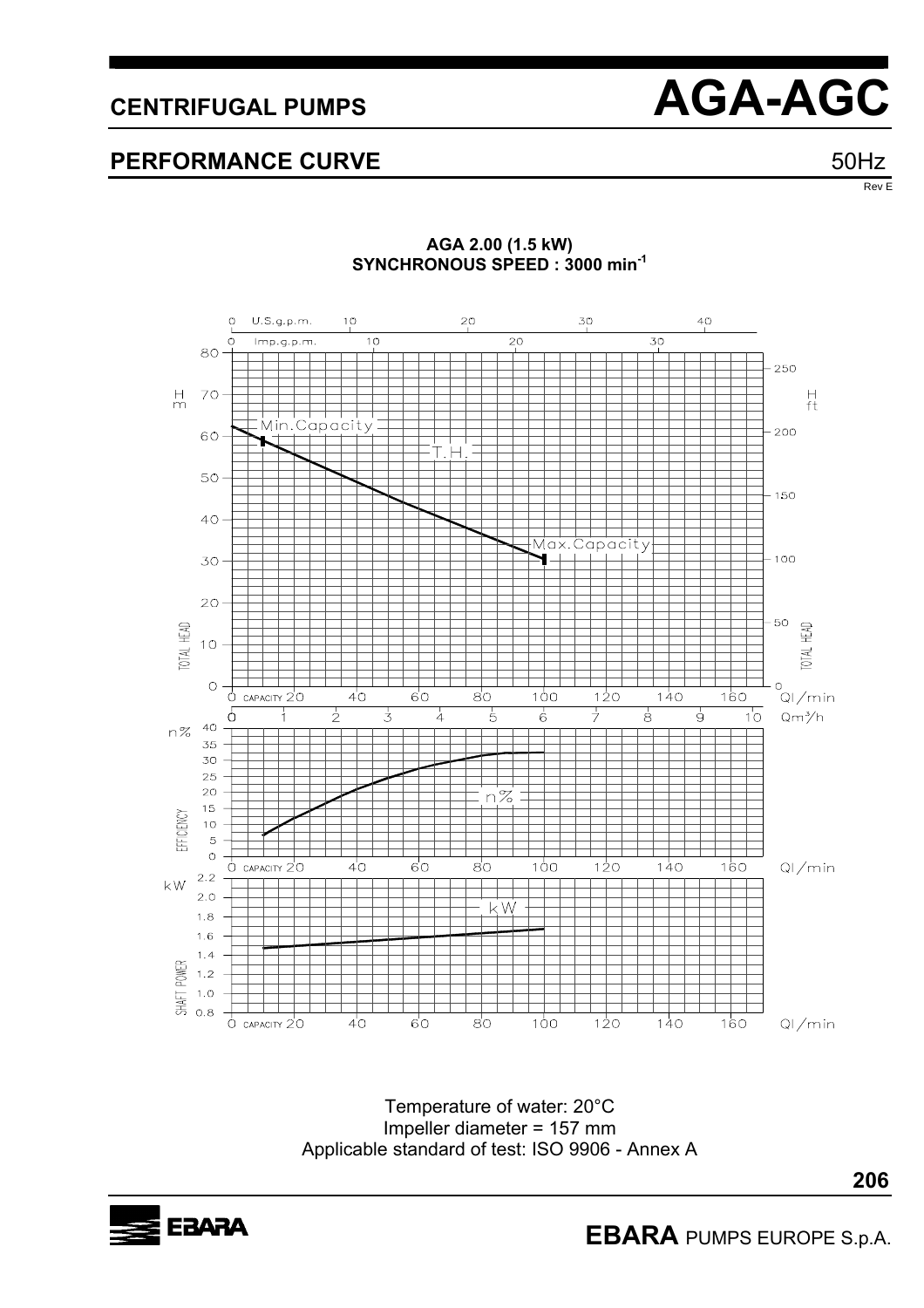# CENTRIFUGAL PUMPS AGA-AGC

## PERFORMANCE CURVE

50Hz

Rev E

**AGA 2.00 (1.5 kW)**
**SYNCHRONOUS SPEED : 3000 min$^{-1}$**

Temperature of water: 20°C
Impeller diameter = 157 mm
Applicable standard of test: ISO 9906 - Annex A

**EBARA** PUMPS EUROPE S.p.A.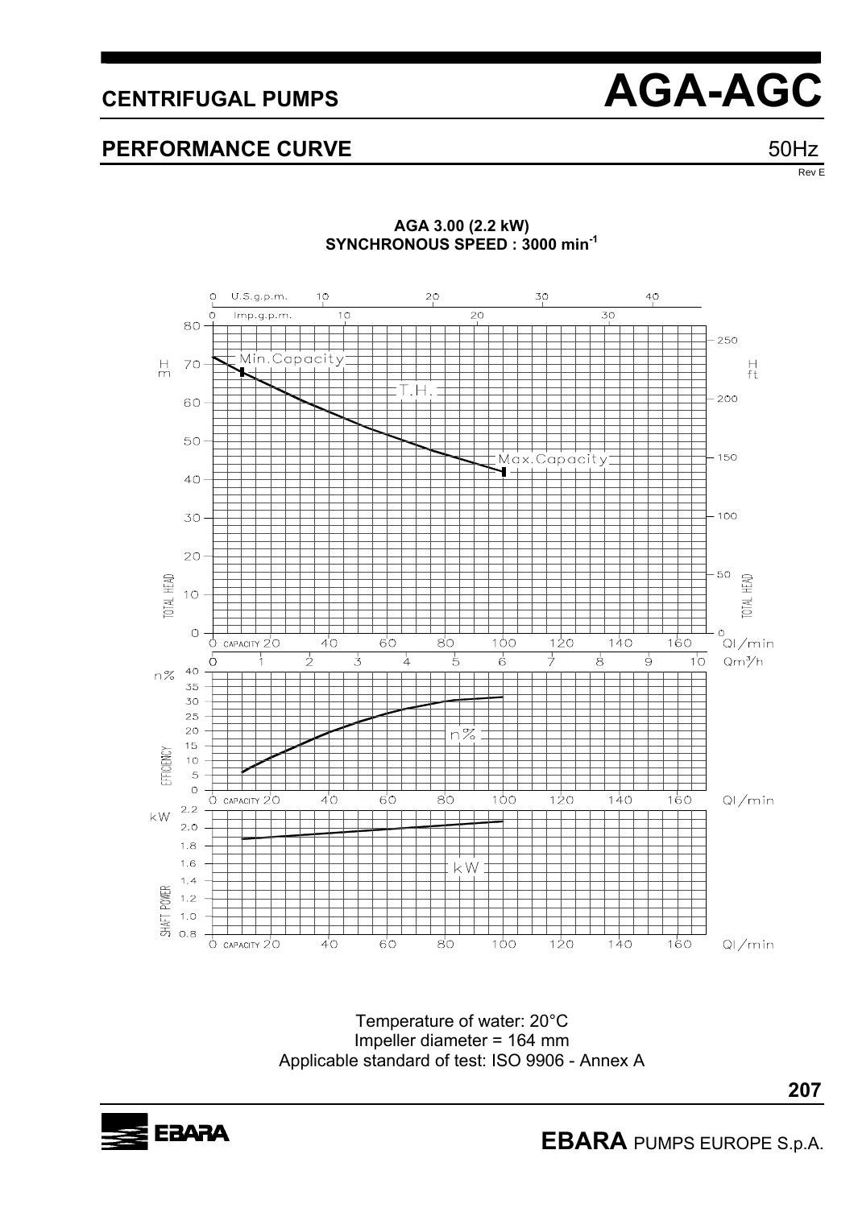# CENTRIFUGAL PUMPS AGA-AGC

## PERFORMANCE CURVE 50Hz

Rev E

**AGA 3.00 (2.2 kW)**
**SYNCHRONOUS SPEED : 3000 min$^{-1}$**

Temperature of water: 20°C
Impeller diameter = 164 mm
Applicable standard of test: ISO 9906 - Annex A

**EBARA** PUMPS EUROPE S.p.A.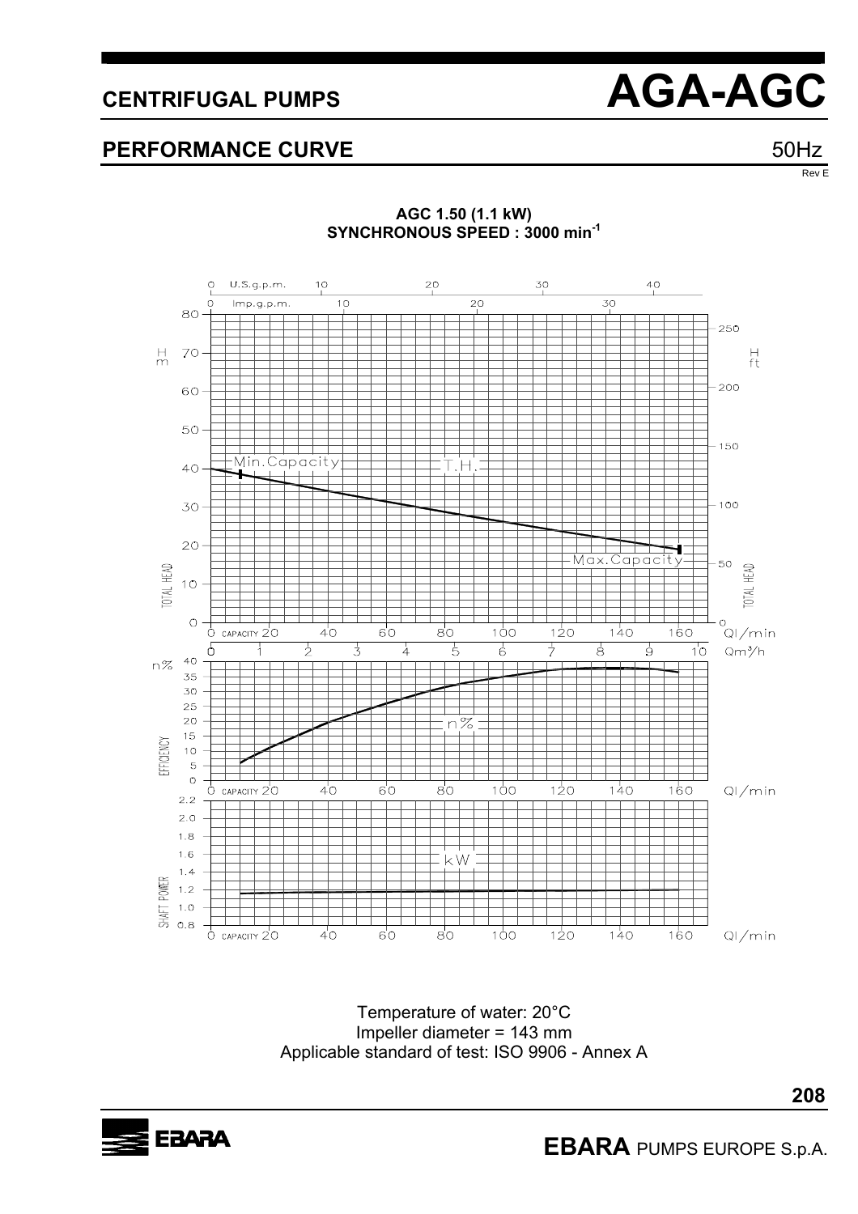# CENTRIFUGAL PUMPS AGA-AGC

## PERFORMANCE CURVE

50Hz

Rev E

**AGC 1.50 (1.1 kW)**
**SYNCHRONOUS SPEED : 3000 min$^{-1}$**

Temperature of water: 20°C
Impeller diameter = 143 mm
Applicable standard of test: ISO 9906 - Annex A

**EBARA** PUMPS EUROPE S.p.A.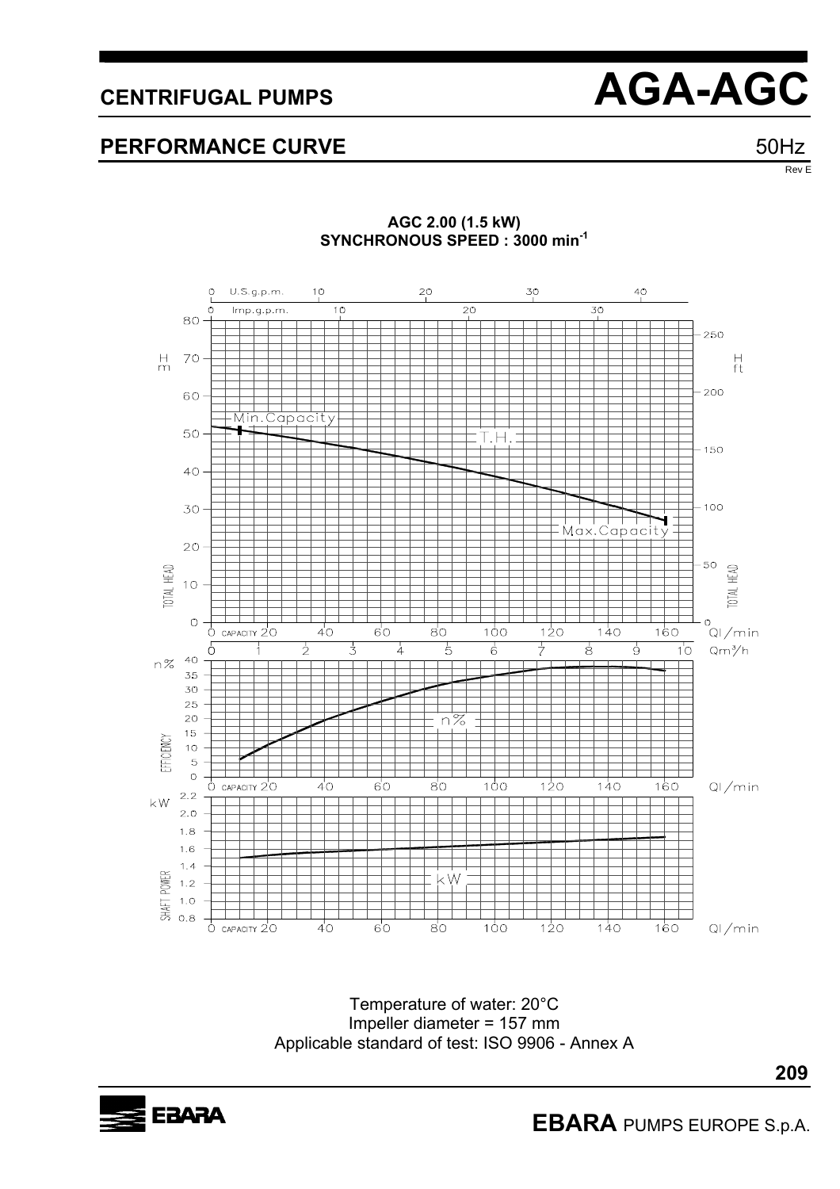# CENTRIFUGAL PUMPS AGA-AGC

## PERFORMANCE CURVE

50Hz

Rev E

**AGC 2.00 (1.5 kW)**
**SYNCHRONOUS SPEED : 3000 min$^{-1}$**

Temperature of water: 20°C
Impeller diameter = 157 mm
Applicable standard of test: ISO 9906 - Annex A

**EBARA** PUMPS EUROPE S.p.A.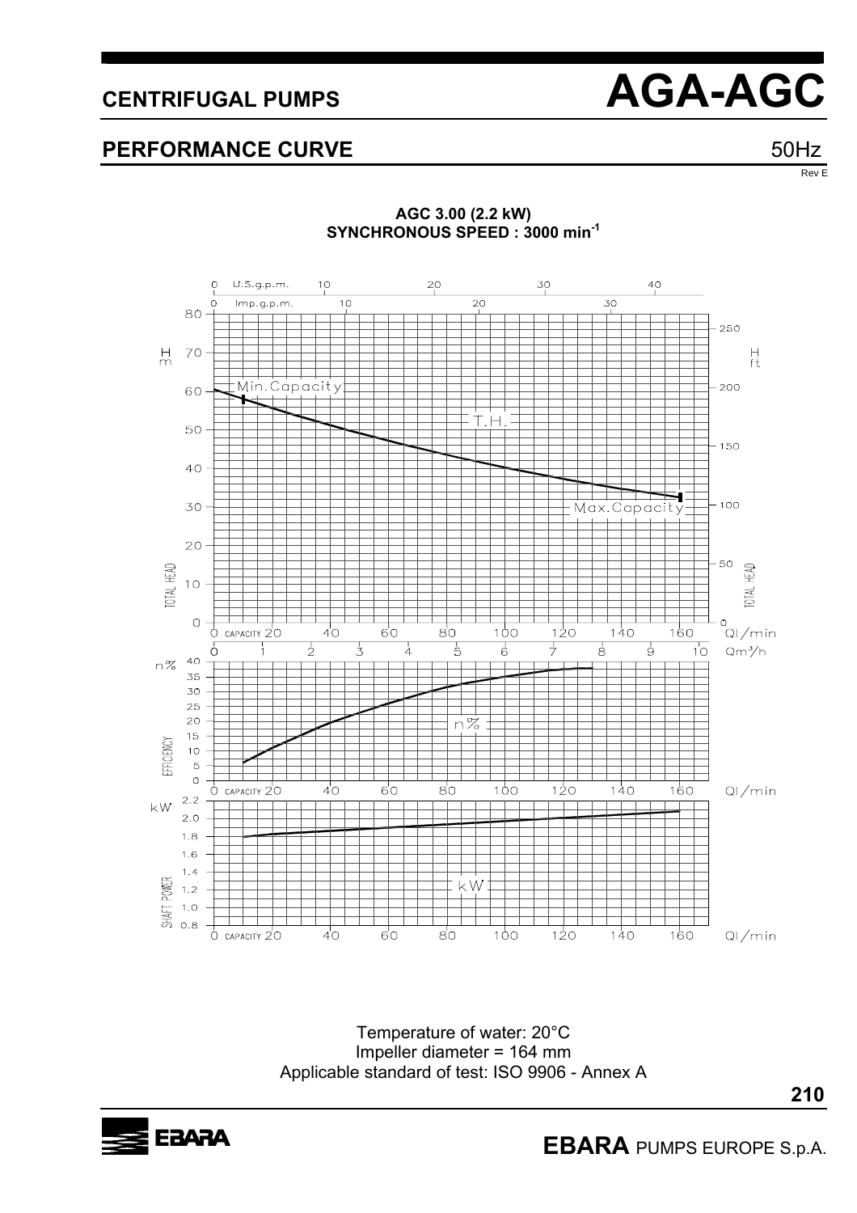# CENTRIFUGAL PUMPS AGA-AGC

## PERFORMANCE CURVE

50Hz

Rev E

**AGC 3.00 (2.2 kW)**
**SYNCHRONOUS SPEED : 3000 min$^{-1}$**

Temperature of water: 20°C
Impeller diameter = 164 mm
Applicable standard of test: ISO 9906 - Annex A

**EBARA** PUMPS EUROPE S.p.A.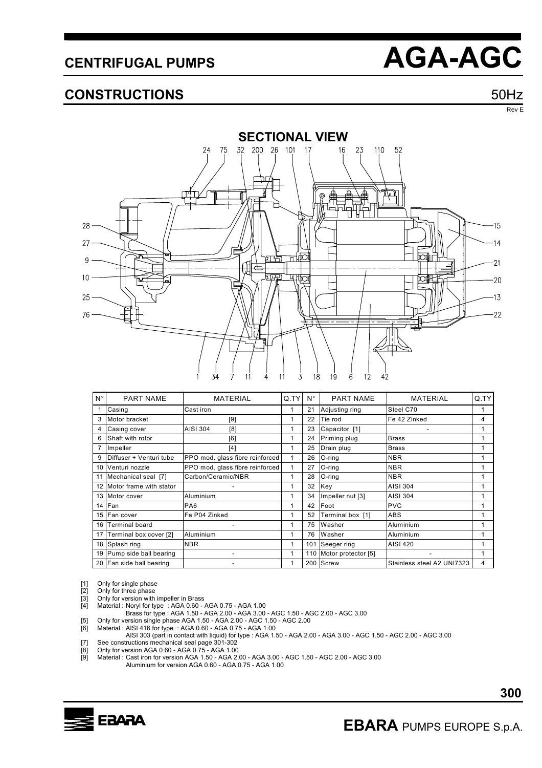# CENTRIFUGAL PUMPS — AGA-AGC

## CONSTRUCTIONS

50Hz

Rev E

### SECTIONAL VIEW

| N° | PART NAME | MATERIAL | Q.TY | N° | PART NAME | MATERIAL | Q.TY |
|---|---|---|---|---|---|---|---|
| 1 | Casing | Cast iron | 1 | 21 | Adjusting ring | Steel C70 | 1 |
| 3 | Motor bracket | [9] | 1 | 22 | Tie rod | Fe 42 Zinked | 4 |
| 4 | Casing cover | AISI 304 [8] | 1 | 23 | Capacitor [1] | - | 1 |
| 6 | Shaft with rotor | [6] | 1 | 24 | Priming plug | Brass | 1 |
| 7 | Impeller | [4] | 1 | 25 | Drain plug | Brass | 1 |
| 9 | Diffuser + Venturi tube | PPO mod. glass fibre reinforced | 1 | 26 | O-ring | NBR | 1 |
| 10 | Venturi nozzle | PPO mod. glass fibre reinforced | 1 | 27 | O-ring | NBR | 1 |
| 11 | Mechanical seal [7] | Carbon/Ceramic/NBR | 1 | 28 | O-ring | NBR | 1 |
| 12 | Motor frame with stator | - | 1 | 32 | Key | AISI 304 | 1 |
| 13 | Motor cover | Aluminium | 1 | 34 | Impeller nut [3] | AISI 304 | 1 |
| 14 | Fan | PA6 | 1 | 42 | Foot | PVC | 1 |
| 15 | Fan cover | Fe P04 Zinked | 1 | 52 | Terminal box [1] | ABS | 1 |
| 16 | Terminal board | - | 1 | 75 | Washer | Aluminium | 1 |
| 17 | Terminal box cover [2] | Aluminium | 1 | 76 | Washer | Aluminium | 1 |
| 18 | Splash ring | NBR | 1 | 101 | Seeger ring | AISI 420 | 1 |
| 19 | Pump side ball bearing | - | 1 | 110 | Motor protector [5] | - | 1 |
| 20 | Fan side ball bearing | - | 1 | 200 | Screw | Stainless steel A2 UNI7323 | 4 |

[1] Only for single phase
[2] Only for three phase
[3] Only for version with impeller in Brass
[4] Material : Noryl for type : AGA 0.60 - AGA 0.75 - AGA 1.00
Brass for type : AGA 1.50 - AGA 2.00 - AGA 3.00 - AGC 1.50 - AGC 2.00 - AGC 3.00
[5] Only for version single phase AGA 1.50 - AGA 2.00 - AGC 1.50 - AGC 2.00
[6] Material : AISI 416 for type : AGA 0.60 - AGA 0.75 - AGA 1.00
AISI 303 (part in contact with liquid) for type : AGA 1.50 - AGA 2.00 - AGA 3.00 - AGC 1.50 - AGC 2.00 - AGC 3.00
[7] See constructions mechanical seal page 301-302
[8] Only for version AGA 0.60 - AGA 0.75 - AGA 1.00
[9] Material : Cast iron for version AGA 1.50 - AGA 2.00 - AGA 3.00 - AGC 1.50 - AGC 2.00 - AGC 3.00
Aluminium for version AGA 0.60 - AGA 0.75 - AGA 1.00

**EBARA** PUMPS EUROPE S.p.A.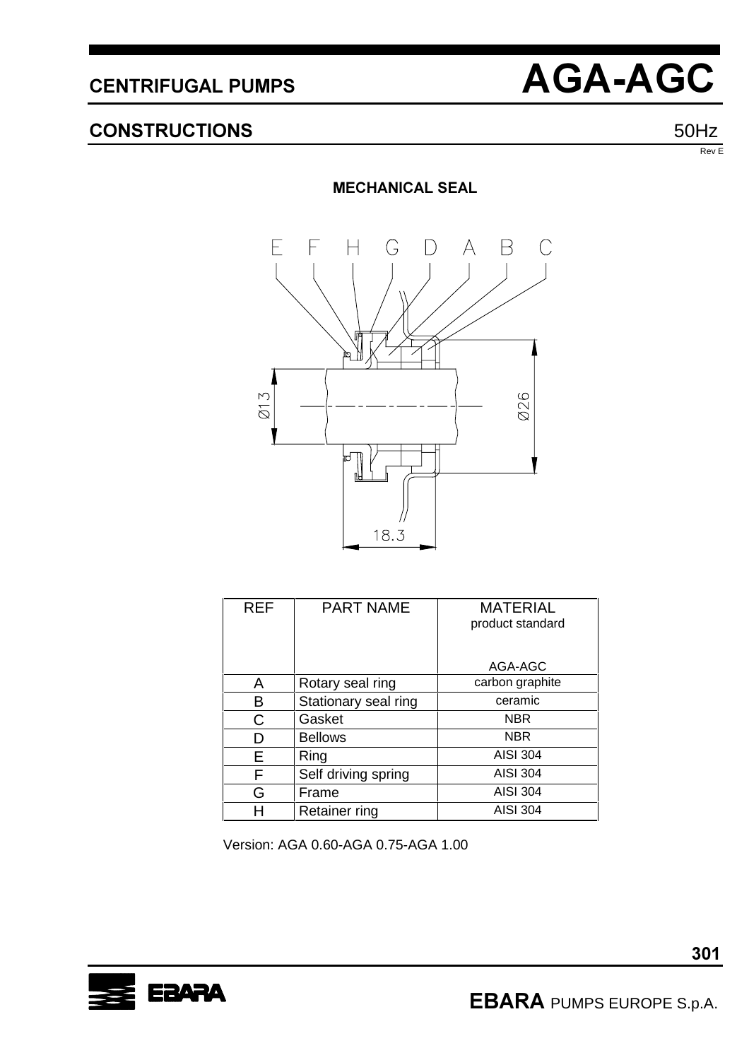## CENTRIFUGAL PUMPS — AGA-AGC

## CONSTRUCTIONS — 50Hz

Rev E

### MECHANICAL SEAL

| REF | PART NAME | MATERIAL<br>product standard<br><br>AGA-AGC |
|---|---|---|
| A | Rotary seal ring | carbon graphite |
| B | Stationary seal ring | ceramic |
| C | Gasket | NBR |
| D | Bellows | NBR |
| E | Ring | AISI 304 |
| F | Self driving spring | AISI 304 |
| G | Frame | AISI 304 |
| H | Retainer ring | AISI 304 |

Version: AGA 0.60-AGA 0.75-AGA 1.00

**EBARA** PUMPS EUROPE S.p.A.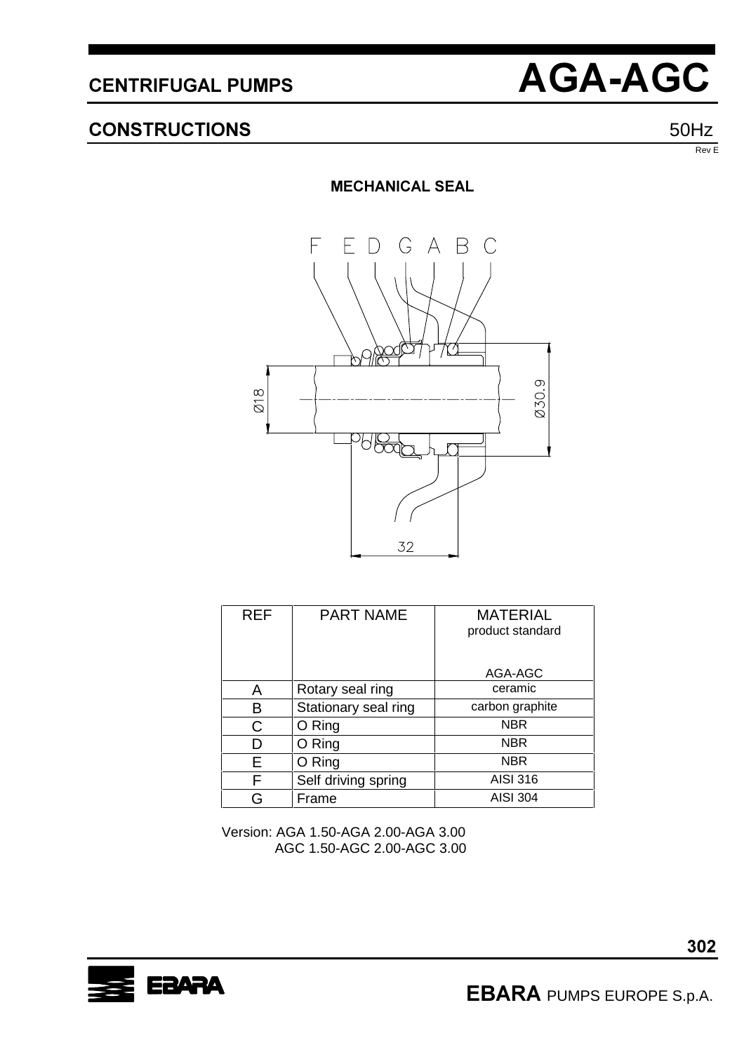# CENTRIFUGAL PUMPS AGA-AGC

## CONSTRUCTIONS

50Hz

Rev E

### MECHANICAL SEAL

| REF | PART NAME | MATERIAL product standard AGA-AGC |
|---|---|---|
| A | Rotary seal ring | ceramic |
| B | Stationary seal ring | carbon graphite |
| C | O Ring | NBR |
| D | O Ring | NBR |
| E | O Ring | NBR |
| F | Self driving spring | AISI 316 |
| G | Frame | AISI 304 |

Version: AGA 1.50-AGA 2.00-AGA 3.00
AGC 1.50-AGC 2.00-AGC 3.00

**EBARA** PUMPS EUROPE S.p.A.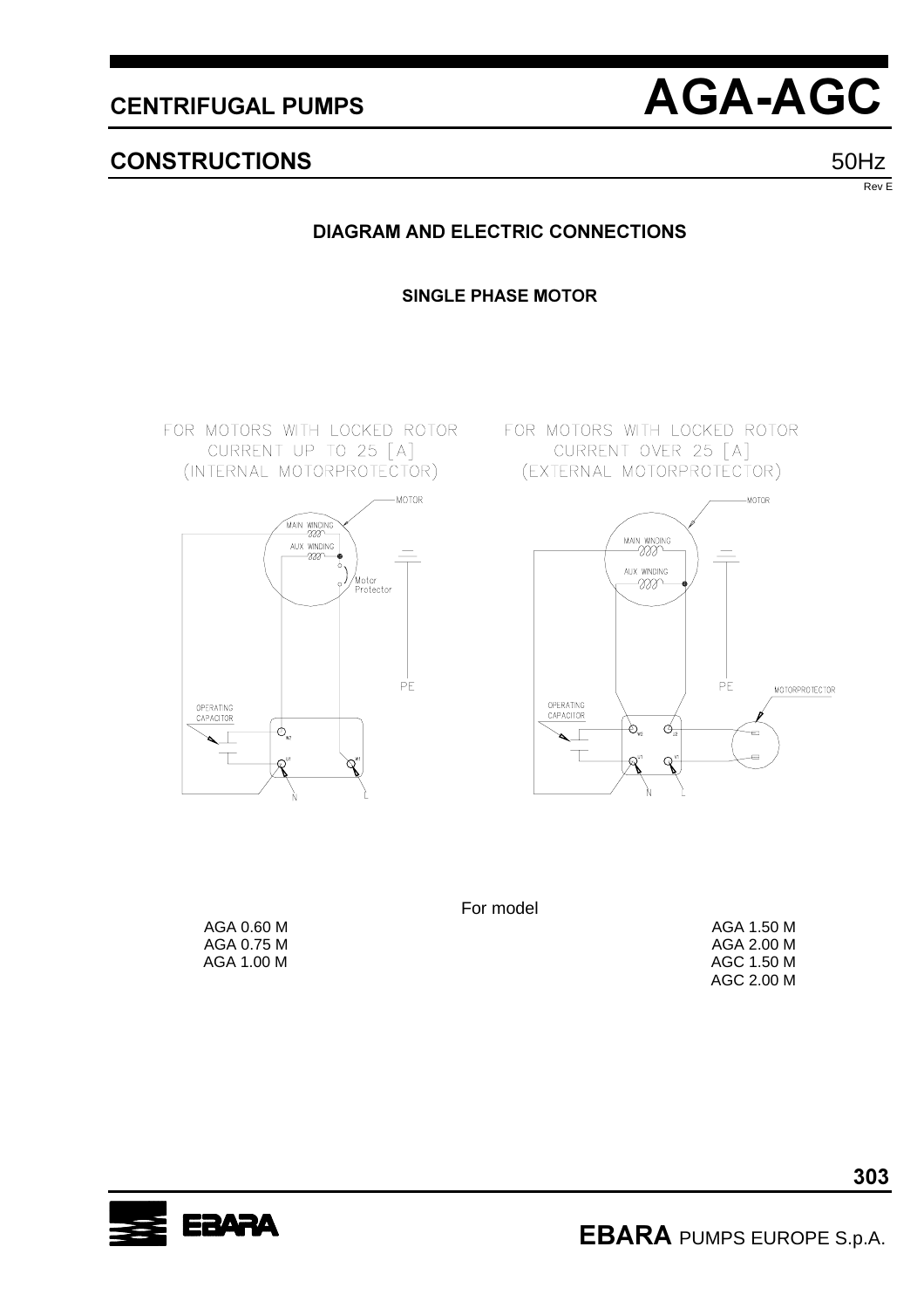# CENTRIFUGAL PUMPS AGA-AGC

## CONSTRUCTIONS

50Hz

Rev E

### DIAGRAM AND ELECTRIC CONNECTIONS

#### SINGLE PHASE MOTOR

FOR MOTORS WITH LOCKED ROTOR CURRENT UP TO 25 [A] (INTERNAL MOTORPROTECTOR)

FOR MOTORS WITH LOCKED ROTOR CURRENT OVER 25 [A] (EXTERNAL MOTORPROTECTOR)

For model

| AGA 0.60 M | AGA 1.50 M |
|---|---|
| AGA 0.75 M | AGA 2.00 M |
| AGA 1.00 M | AGC 1.50 M |
| | AGC 2.00 M |

EBARA PUMPS EUROPE S.p.A.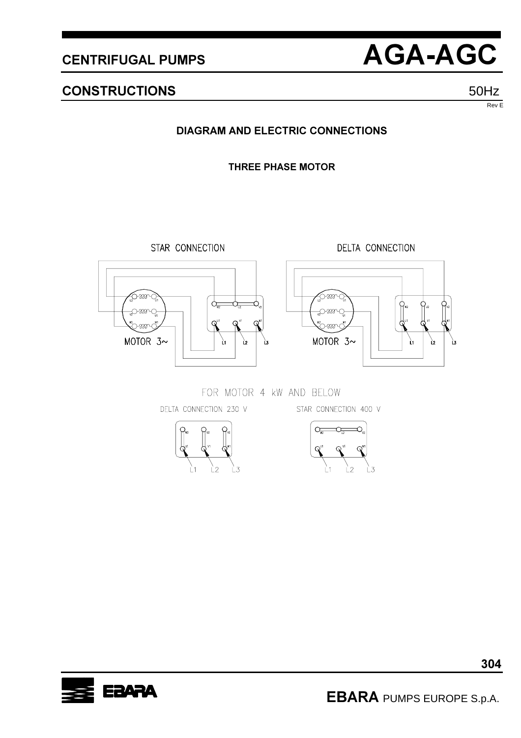# CENTRIFUGAL PUMPS AGA-AGC

## CONSTRUCTIONS 50Hz

Rev E

### DIAGRAM AND ELECTRIC CONNECTIONS

**THREE PHASE MOTOR**

STAR CONNECTION

DELTA CONNECTION

MOTOR 3~

U2 U1 V2 V1 W2 W1

W2 U2 V2

U1 V1 W1

L1 L2 L3

FOR MOTOR 4 kW AND BELOW

DELTA CONNECTION 230 V

STAR CONNECTION 400 V

**EBARA** PUMPS EUROPE S.p.A.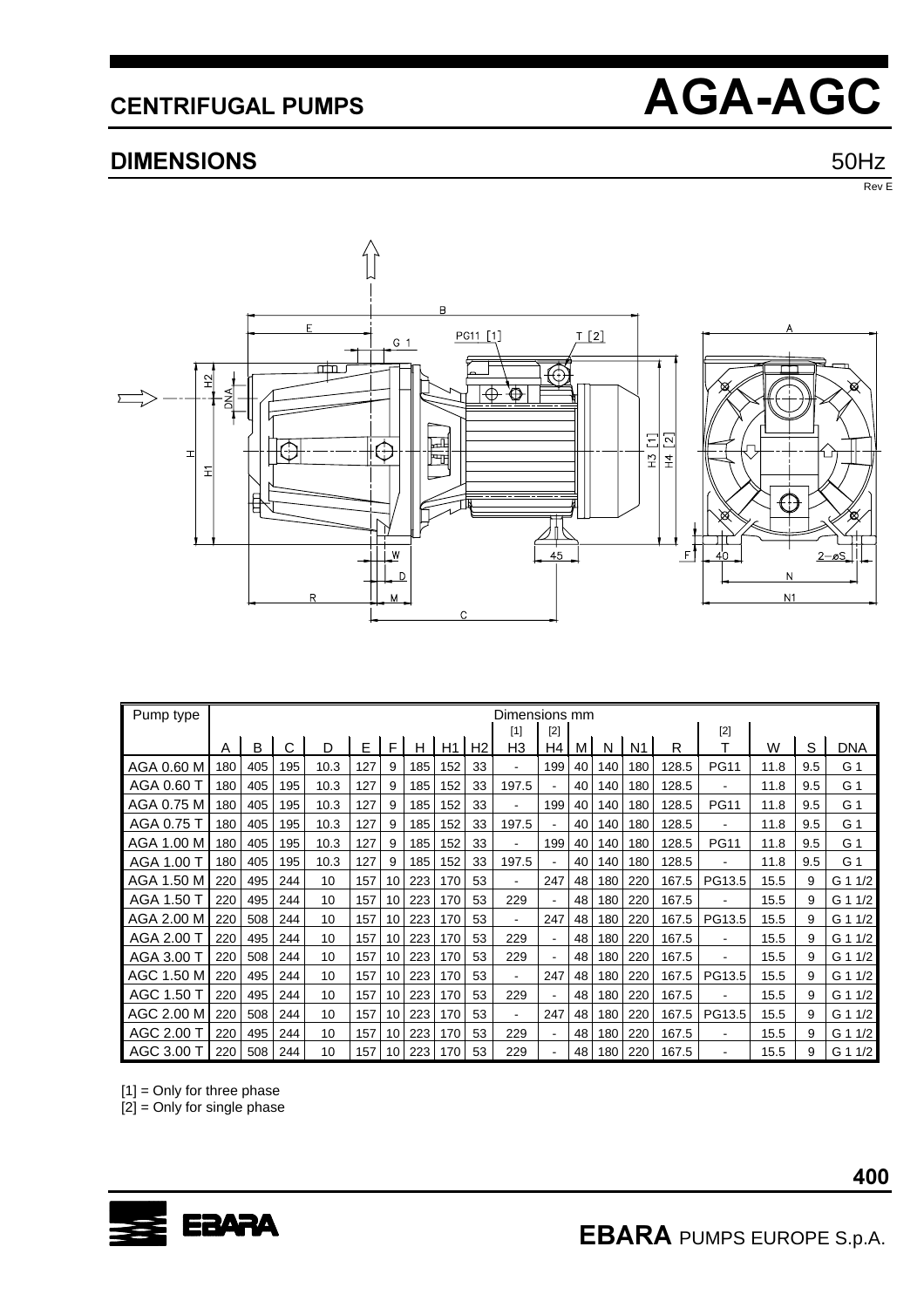# CENTRIFUGAL PUMPS AGA-AGC

## DIMENSIONS

50Hz

Rev E

| Pump type | Dimensions mm | | | | | | | | | | | | | | | | | | |
|---|---|---|---|---|---|---|---|---|---|---|---|---|---|---|---|---|---|---|---|
| | | | | | | | | | | [1] | [2] | | | | | [2] | | | |
| | A | B | C | D | E | F | H | H1 | H2 | H3 | H4 | M | N | N1 | R | T | W | S | DNA |
| AGA 0.60 M | 180 | 405 | 195 | 10.3 | 127 | 9 | 185 | 152 | 33 | - | 199 | 40 | 140 | 180 | 128.5 | PG11 | 11.8 | 9.5 | G 1 |
| AGA 0.60 T | 180 | 405 | 195 | 10.3 | 127 | 9 | 185 | 152 | 33 | 197.5 | - | 40 | 140 | 180 | 128.5 | - | 11.8 | 9.5 | G 1 |
| AGA 0.75 M | 180 | 405 | 195 | 10.3 | 127 | 9 | 185 | 152 | 33 | - | 199 | 40 | 140 | 180 | 128.5 | PG11 | 11.8 | 9.5 | G 1 |
| AGA 0.75 T | 180 | 405 | 195 | 10.3 | 127 | 9 | 185 | 152 | 33 | 197.5 | - | 40 | 140 | 180 | 128.5 | - | 11.8 | 9.5 | G 1 |
| AGA 1.00 M | 180 | 405 | 195 | 10.3 | 127 | 9 | 185 | 152 | 33 | - | 199 | 40 | 140 | 180 | 128.5 | PG11 | 11.8 | 9.5 | G 1 |
| AGA 1.00 T | 180 | 405 | 195 | 10.3 | 127 | 9 | 185 | 152 | 33 | 197.5 | - | 40 | 140 | 180 | 128.5 | - | 11.8 | 9.5 | G 1 |
| AGA 1.50 M | 220 | 495 | 244 | 10 | 157 | 10 | 223 | 170 | 53 | - | 247 | 48 | 180 | 220 | 167.5 | PG13.5 | 15.5 | 9 | G 1 1/2 |
| AGA 1.50 T | 220 | 495 | 244 | 10 | 157 | 10 | 223 | 170 | 53 | 229 | - | 48 | 180 | 220 | 167.5 | - | 15.5 | 9 | G 1 1/2 |
| AGA 2.00 M | 220 | 508 | 244 | 10 | 157 | 10 | 223 | 170 | 53 | - | 247 | 48 | 180 | 220 | 167.5 | PG13.5 | 15.5 | 9 | G 1 1/2 |
| AGA 2.00 T | 220 | 495 | 244 | 10 | 157 | 10 | 223 | 170 | 53 | 229 | - | 48 | 180 | 220 | 167.5 | - | 15.5 | 9 | G 1 1/2 |
| AGA 3.00 T | 220 | 508 | 244 | 10 | 157 | 10 | 223 | 170 | 53 | 229 | - | 48 | 180 | 220 | 167.5 | - | 15.5 | 9 | G 1 1/2 |
| AGC 1.50 M | 220 | 495 | 244 | 10 | 157 | 10 | 223 | 170 | 53 | - | 247 | 48 | 180 | 220 | 167.5 | PG13.5 | 15.5 | 9 | G 1 1/2 |
| AGC 1.50 T | 220 | 495 | 244 | 10 | 157 | 10 | 223 | 170 | 53 | 229 | - | 48 | 180 | 220 | 167.5 | - | 15.5 | 9 | G 1 1/2 |
| AGC 2.00 M | 220 | 508 | 244 | 10 | 157 | 10 | 223 | 170 | 53 | - | 247 | 48 | 180 | 220 | 167.5 | PG13.5 | 15.5 | 9 | G 1 1/2 |
| AGC 2.00 T | 220 | 495 | 244 | 10 | 157 | 10 | 223 | 170 | 53 | 229 | - | 48 | 180 | 220 | 167.5 | - | 15.5 | 9 | G 1 1/2 |
| AGC 3.00 T | 220 | 508 | 244 | 10 | 157 | 10 | 223 | 170 | 53 | 229 | - | 48 | 180 | 220 | 167.5 | - | 15.5 | 9 | G 1 1/2 |

[1] = Only for three phase
[2] = Only for single phase

**EBARA** PUMPS EUROPE S.p.A.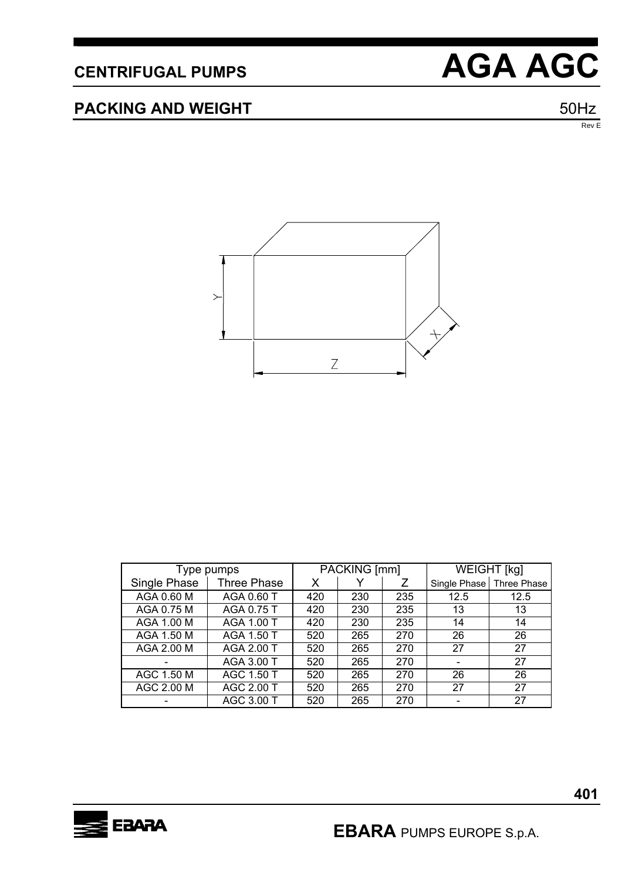# CENTRIFUGAL PUMPS AGA AGC

## PACKING AND WEIGHT

50Hz

Rev E

| Type pumps | | PACKING [mm] | | | WEIGHT [kg] | |
|---|---|---|---|---|---|---|
| Single Phase | Three Phase | X | Y | Z | Single Phase | Three Phase |
| AGA 0.60 M | AGA 0.60 T | 420 | 230 | 235 | 12.5 | 12.5 |
| AGA 0.75 M | AGA 0.75 T | 420 | 230 | 235 | 13 | 13 |
| AGA 1.00 M | AGA 1.00 T | 420 | 230 | 235 | 14 | 14 |
| AGA 1.50 M | AGA 1.50 T | 520 | 265 | 270 | 26 | 26 |
| AGA 2.00 M | AGA 2.00 T | 520 | 265 | 270 | 27 | 27 |
| - | AGA 3.00 T | 520 | 265 | 270 | - | 27 |
| AGC 1.50 M | AGC 1.50 T | 520 | 265 | 270 | 26 | 26 |
| AGC 2.00 M | AGC 2.00 T | 520 | 265 | 270 | 27 | 27 |
| - | AGC 3.00 T | 520 | 265 | 270 | - | 27 |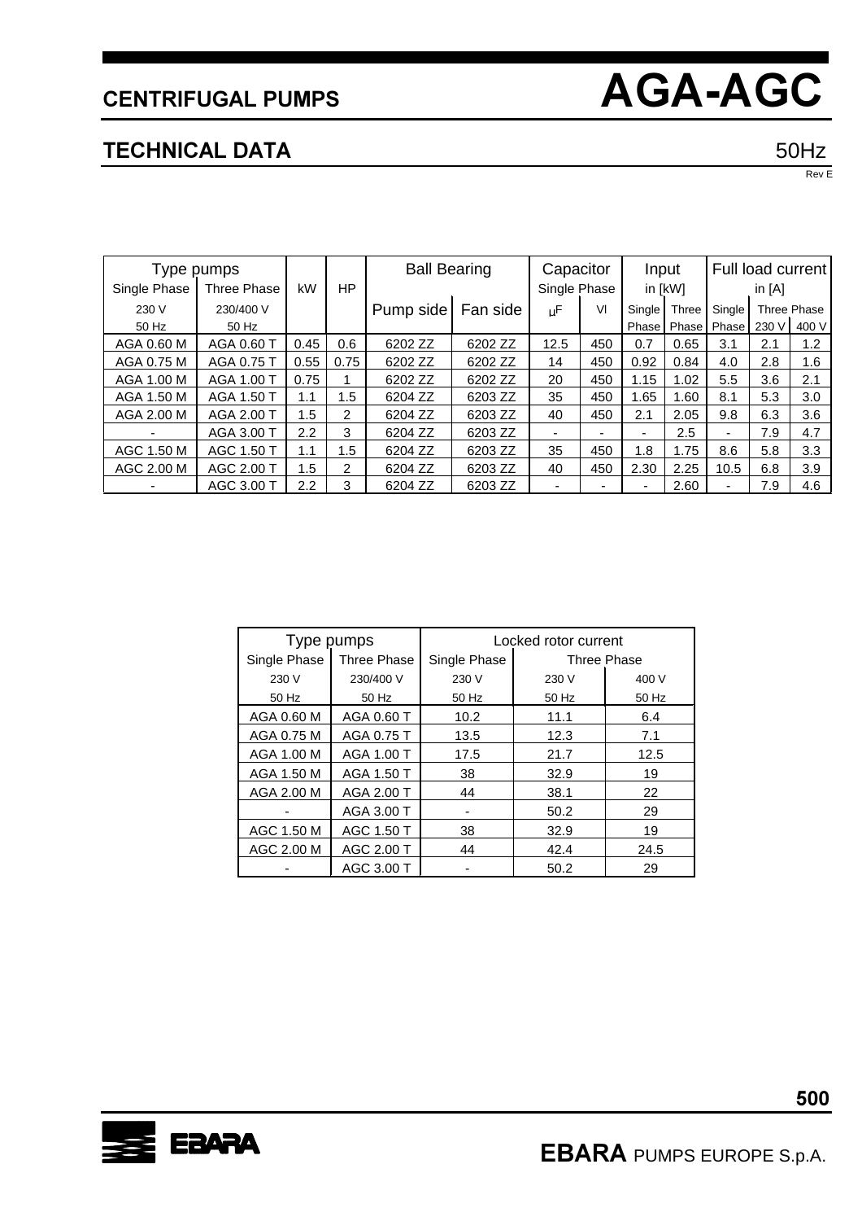# CENTRIFUGAL PUMPS AGA-AGC

## TECHNICAL DATA

50Hz

Rev E

| Type pumps | | kW | HP | Ball Bearing | | Capacitor | | Input | | Full load current | | |
|---|---|---|---|---|---|---|---|---|---|---|---|---|
| Single Phase | Three Phase | | | | | Single Phase | | in [kW] | | in [A] | | |
| 230 V | 230/400 V | | | Pump side | Fan side | μF | Vl | Single | Three | Single | Three Phase | |
| 50 Hz | 50 Hz | | | | | | | Phase | Phase | Phase | 230 V | 400 V |
| AGA 0.60 M | AGA 0.60 T | 0.45 | 0.6 | 6202 ZZ | 6202 ZZ | 12.5 | 450 | 0.7 | 0.65 | 3.1 | 2.1 | 1.2 |
| AGA 0.75 M | AGA 0.75 T | 0.55 | 0.75 | 6202 ZZ | 6202 ZZ | 14 | 450 | 0.92 | 0.84 | 4.0 | 2.8 | 1.6 |
| AGA 1.00 M | AGA 1.00 T | 0.75 | 1 | 6202 ZZ | 6202 ZZ | 20 | 450 | 1.15 | 1.02 | 5.5 | 3.6 | 2.1 |
| AGA 1.50 M | AGA 1.50 T | 1.1 | 1.5 | 6204 ZZ | 6203 ZZ | 35 | 450 | 1.65 | 1.60 | 8.1 | 5.3 | 3.0 |
| AGA 2.00 M | AGA 2.00 T | 1.5 | 2 | 6204 ZZ | 6203 ZZ | 40 | 450 | 2.1 | 2.05 | 9.8 | 6.3 | 3.6 |
| - | AGA 3.00 T | 2.2 | 3 | 6204 ZZ | 6203 ZZ | - | - | - | 2.5 | - | 7.9 | 4.7 |
| AGC 1.50 M | AGC 1.50 T | 1.1 | 1.5 | 6204 ZZ | 6203 ZZ | 35 | 450 | 1.8 | 1.75 | 8.6 | 5.8 | 3.3 |
| AGC 2.00 M | AGC 2.00 T | 1.5 | 2 | 6204 ZZ | 6203 ZZ | 40 | 450 | 2.30 | 2.25 | 10.5 | 6.8 | 3.9 |
| - | AGC 3.00 T | 2.2 | 3 | 6204 ZZ | 6203 ZZ | - | - | - | 2.60 | - | 7.9 | 4.6 |

| Type pumps | | Locked rotor current | | |
|---|---|---|---|---|
| Single Phase | Three Phase | Single Phase | Three Phase | |
| 230 V | 230/400 V | 230 V | 230 V | 400 V |
| 50 Hz | 50 Hz | 50 Hz | 50 Hz | 50 Hz |
| AGA 0.60 M | AGA 0.60 T | 10.2 | 11.1 | 6.4 |
| AGA 0.75 M | AGA 0.75 T | 13.5 | 12.3 | 7.1 |
| AGA 1.00 M | AGA 1.00 T | 17.5 | 21.7 | 12.5 |
| AGA 1.50 M | AGA 1.50 T | 38 | 32.9 | 19 |
| AGA 2.00 M | AGA 2.00 T | 44 | 38.1 | 22 |
| - | AGA 3.00 T | - | 50.2 | 29 |
| AGC 1.50 M | AGC 1.50 T | 38 | 32.9 | 19 |
| AGC 2.00 M | AGC 2.00 T | 44 | 42.4 | 24.5 |
| - | AGC 3.00 T | - | 50.2 | 29 |

EBARA PUMPS EUROPE S.p.A.